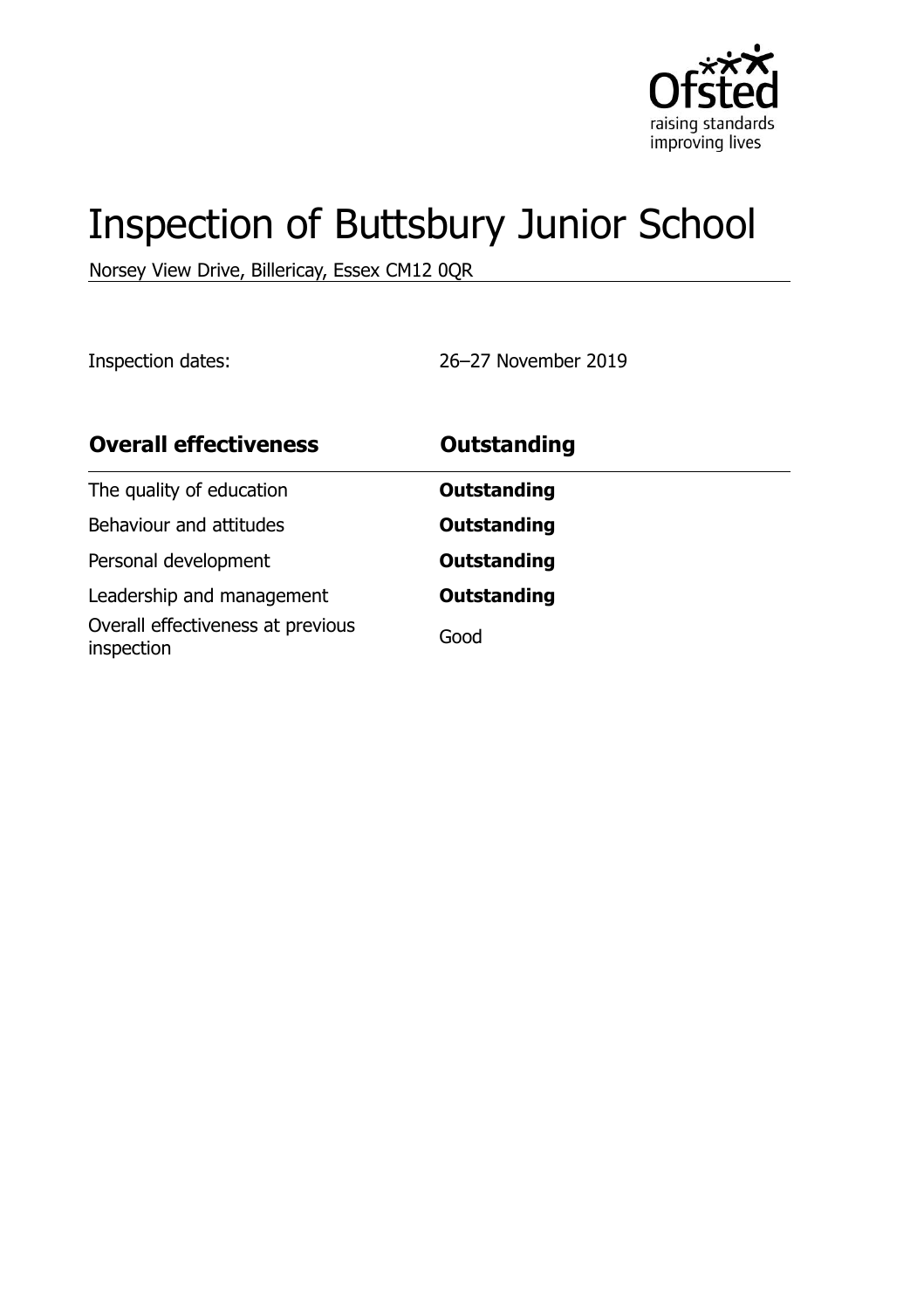# Inspection of Buttsbury Junior School

Norsey View Drive, Billericay, Essex CM12 0QR

Inspection dates: 26–27 November 2019

| **Overall effectiveness** | **Outstanding** |
| --- | --- |
| The quality of education | **Outstanding** |
| Behaviour and attitudes | **Outstanding** |
| Personal development | **Outstanding** |
| Leadership and management | **Outstanding** |
| Overall effectiveness at previous inspection | Good |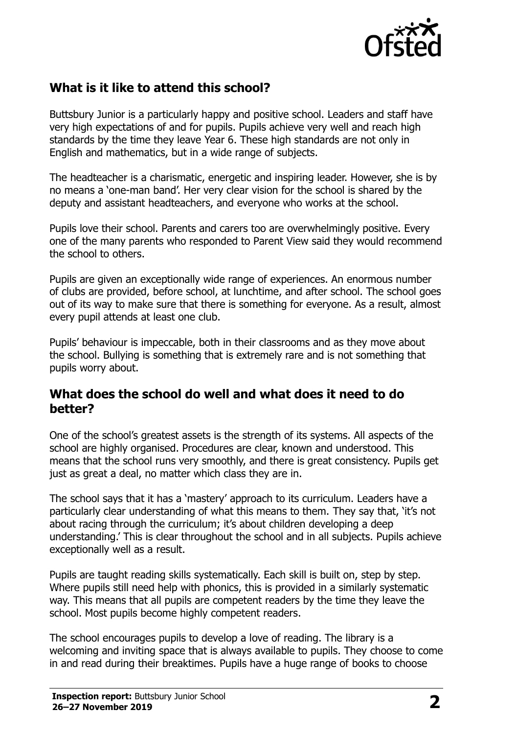## What is it like to attend this school?

Buttsbury Junior is a particularly happy and positive school. Leaders and staff have very high expectations of and for pupils. Pupils achieve very well and reach high standards by the time they leave Year 6. These high standards are not only in English and mathematics, but in a wide range of subjects.

The headteacher is a charismatic, energetic and inspiring leader. However, she is by no means a 'one-man band'. Her very clear vision for the school is shared by the deputy and assistant headteachers, and everyone who works at the school.

Pupils love their school. Parents and carers too are overwhelmingly positive. Every one of the many parents who responded to Parent View said they would recommend the school to others.

Pupils are given an exceptionally wide range of experiences. An enormous number of clubs are provided, before school, at lunchtime, and after school. The school goes out of its way to make sure that there is something for everyone. As a result, almost every pupil attends at least one club.

Pupils' behaviour is impeccable, both in their classrooms and as they move about the school. Bullying is something that is extremely rare and is not something that pupils worry about.

## What does the school do well and what does it need to do better?

One of the school's greatest assets is the strength of its systems. All aspects of the school are highly organised. Procedures are clear, known and understood. This means that the school runs very smoothly, and there is great consistency. Pupils get just as great a deal, no matter which class they are in.

The school says that it has a 'mastery' approach to its curriculum. Leaders have a particularly clear understanding of what this means to them. They say that, 'it's not about racing through the curriculum; it's about children developing a deep understanding.' This is clear throughout the school and in all subjects. Pupils achieve exceptionally well as a result.

Pupils are taught reading skills systematically. Each skill is built on, step by step. Where pupils still need help with phonics, this is provided in a similarly systematic way. This means that all pupils are competent readers by the time they leave the school. Most pupils become highly competent readers.

The school encourages pupils to develop a love of reading. The library is a welcoming and inviting space that is always available to pupils. They choose to come in and read during their breaktimes. Pupils have a huge range of books to choose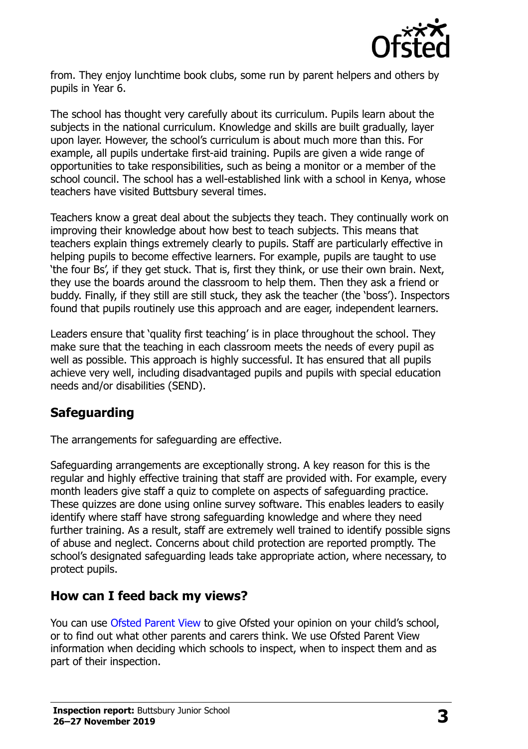from. They enjoy lunchtime book clubs, some run by parent helpers and others by pupils in Year 6.

The school has thought very carefully about its curriculum. Pupils learn about the subjects in the national curriculum. Knowledge and skills are built gradually, layer upon layer. However, the school's curriculum is about much more than this. For example, all pupils undertake first-aid training. Pupils are given a wide range of opportunities to take responsibilities, such as being a monitor or a member of the school council. The school has a well-established link with a school in Kenya, whose teachers have visited Buttsbury several times.

Teachers know a great deal about the subjects they teach. They continually work on improving their knowledge about how best to teach subjects. This means that teachers explain things extremely clearly to pupils. Staff are particularly effective in helping pupils to become effective learners. For example, pupils are taught to use 'the four Bs', if they get stuck. That is, first they think, or use their own brain. Next, they use the boards around the classroom to help them. Then they ask a friend or buddy. Finally, if they still are still stuck, they ask the teacher (the 'boss'). Inspectors found that pupils routinely use this approach and are eager, independent learners.

Leaders ensure that 'quality first teaching' is in place throughout the school. They make sure that the teaching in each classroom meets the needs of every pupil as well as possible. This approach is highly successful. It has ensured that all pupils achieve very well, including disadvantaged pupils and pupils with special education needs and/or disabilities (SEND).

## Safeguarding

The arrangements for safeguarding are effective.

Safeguarding arrangements are exceptionally strong. A key reason for this is the regular and highly effective training that staff are provided with. For example, every month leaders give staff a quiz to complete on aspects of safeguarding practice. These quizzes are done using online survey software. This enables leaders to easily identify where staff have strong safeguarding knowledge and where they need further training. As a result, staff are extremely well trained to identify possible signs of abuse and neglect. Concerns about child protection are reported promptly. The school's designated safeguarding leads take appropriate action, where necessary, to protect pupils.

## How can I feed back my views?

You can use Ofsted Parent View to give Ofsted your opinion on your child's school, or to find out what other parents and carers think. We use Ofsted Parent View information when deciding which schools to inspect, when to inspect them and as part of their inspection.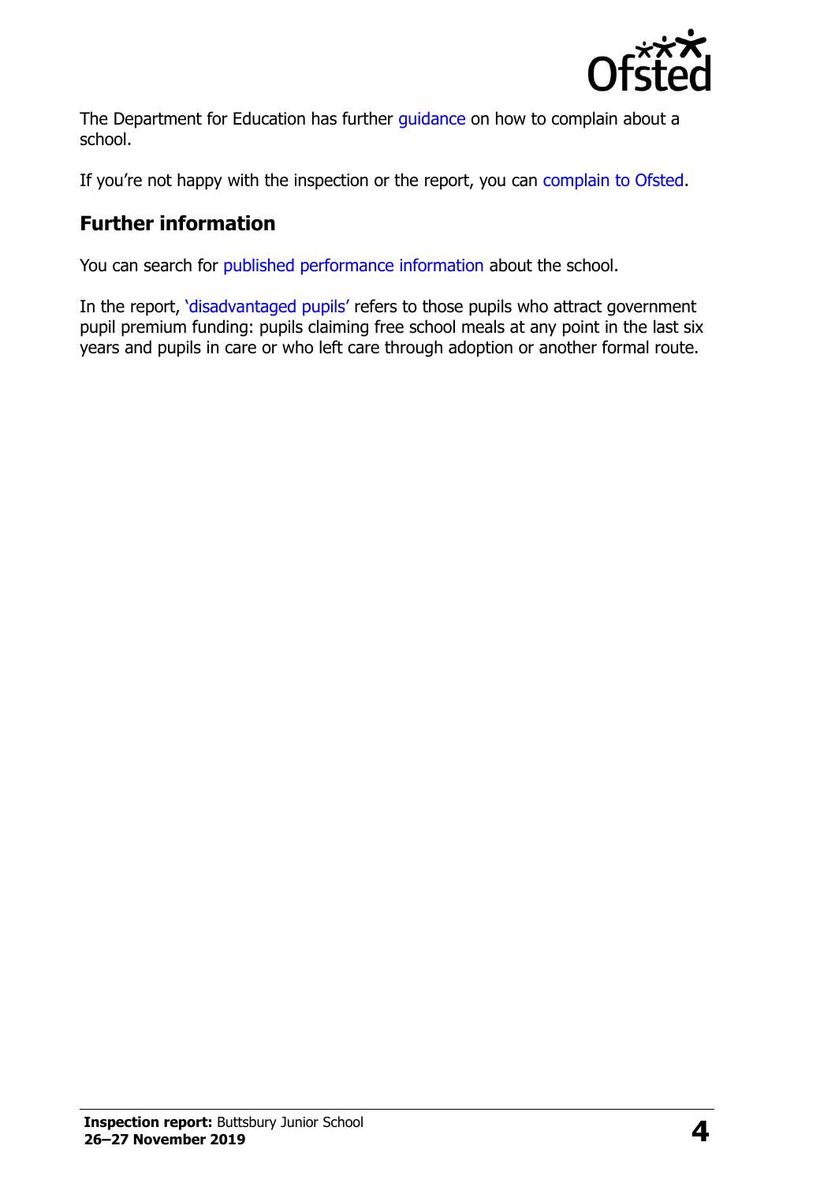The Department for Education has further guidance on how to complain about a school.

If you're not happy with the inspection or the report, you can complain to Ofsted.

## Further information

You can search for published performance information about the school.

In the report, 'disadvantaged pupils' refers to those pupils who attract government pupil premium funding: pupils claiming free school meals at any point in the last six years and pupils in care or who left care through adoption or another formal route.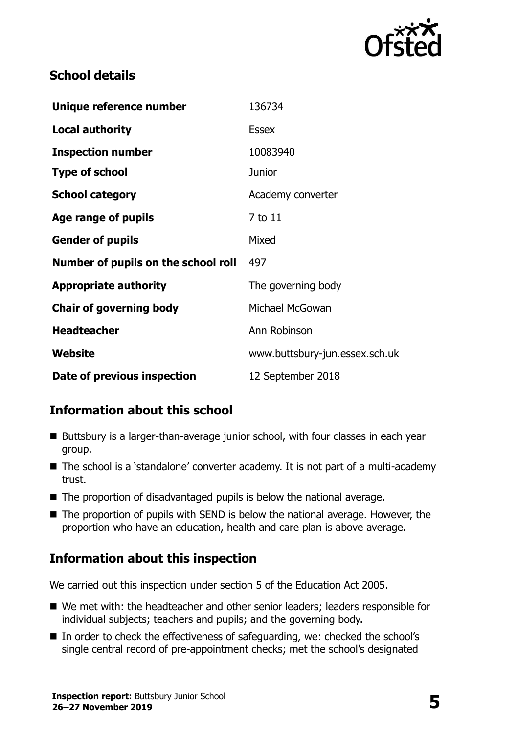## School details

| | |
|---|---|
| **Unique reference number** | 136734 |
| **Local authority** | Essex |
| **Inspection number** | 10083940 |
| **Type of school** | Junior |
| **School category** | Academy converter |
| **Age range of pupils** | 7 to 11 |
| **Gender of pupils** | Mixed |
| **Number of pupils on the school roll** | 497 |
| **Appropriate authority** | The governing body |
| **Chair of governing body** | Michael McGowan |
| **Headteacher** | Ann Robinson |
| **Website** | www.buttsbury-jun.essex.sch.uk |
| **Date of previous inspection** | 12 September 2018 |

## Information about this school

- Buttsbury is a larger-than-average junior school, with four classes in each year group.
- The school is a 'standalone' converter academy. It is not part of a multi-academy trust.
- The proportion of disadvantaged pupils is below the national average.
- The proportion of pupils with SEND is below the national average. However, the proportion who have an education, health and care plan is above average.

## Information about this inspection

We carried out this inspection under section 5 of the Education Act 2005.

- We met with: the headteacher and other senior leaders; leaders responsible for individual subjects; teachers and pupils; and the governing body.
- In order to check the effectiveness of safeguarding, we: checked the school's single central record of pre-appointment checks; met the school's designated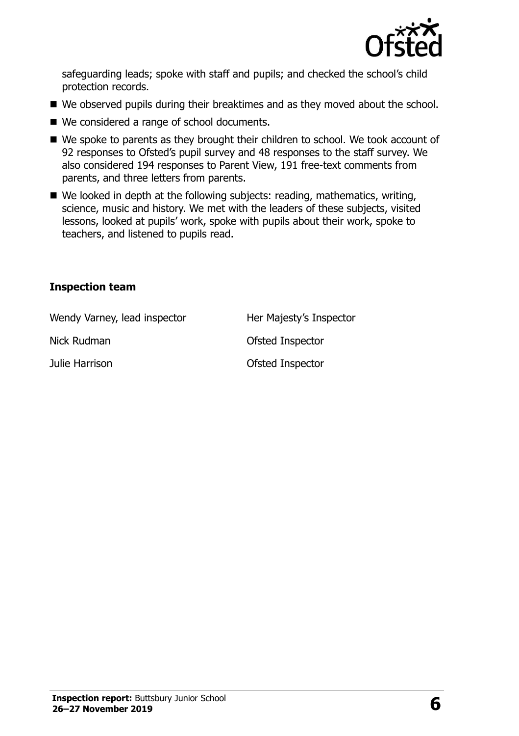safeguarding leads; spoke with staff and pupils; and checked the school's child protection records.

- We observed pupils during their breaktimes and as they moved about the school.
- We considered a range of school documents.
- We spoke to parents as they brought their children to school. We took account of 92 responses to Ofsted's pupil survey and 48 responses to the staff survey. We also considered 194 responses to Parent View, 191 free-text comments from parents, and three letters from parents.
- We looked in depth at the following subjects: reading, mathematics, writing, science, music and history. We met with the leaders of these subjects, visited lessons, looked at pupils' work, spoke with pupils about their work, spoke to teachers, and listened to pupils read.

### Inspection team

| | |
|---|---|
| Wendy Varney, lead inspector | Her Majesty's Inspector |
| Nick Rudman | Ofsted Inspector |
| Julie Harrison | Ofsted Inspector |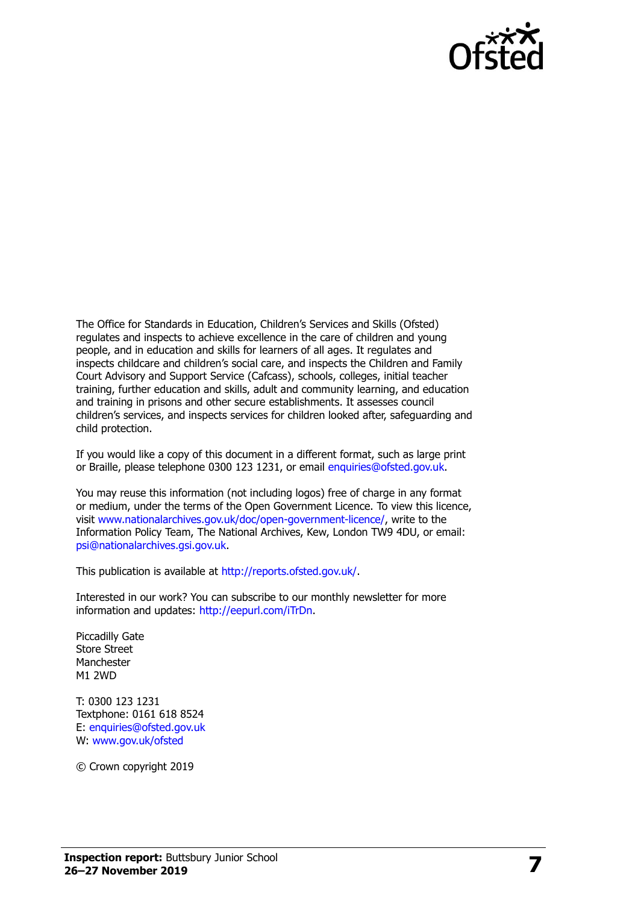The Office for Standards in Education, Children's Services and Skills (Ofsted) regulates and inspects to achieve excellence in the care of children and young people, and in education and skills for learners of all ages. It regulates and inspects childcare and children's social care, and inspects the Children and Family Court Advisory and Support Service (Cafcass), schools, colleges, initial teacher training, further education and skills, adult and community learning, and education and training in prisons and other secure establishments. It assesses council children's services, and inspects services for children looked after, safeguarding and child protection.

If you would like a copy of this document in a different format, such as large print or Braille, please telephone 0300 123 1231, or email enquiries@ofsted.gov.uk.

You may reuse this information (not including logos) free of charge in any format or medium, under the terms of the Open Government Licence. To view this licence, visit www.nationalarchives.gov.uk/doc/open-government-licence/, write to the Information Policy Team, The National Archives, Kew, London TW9 4DU, or email: psi@nationalarchives.gsi.gov.uk.

This publication is available at http://reports.ofsted.gov.uk/.

Interested in our work? You can subscribe to our monthly newsletter for more information and updates: http://eepurl.com/iTrDn.

Piccadilly Gate
Store Street
Manchester
M1 2WD

T: 0300 123 1231
Textphone: 0161 618 8524
E: enquiries@ofsted.gov.uk
W: www.gov.uk/ofsted

© Crown copyright 2019